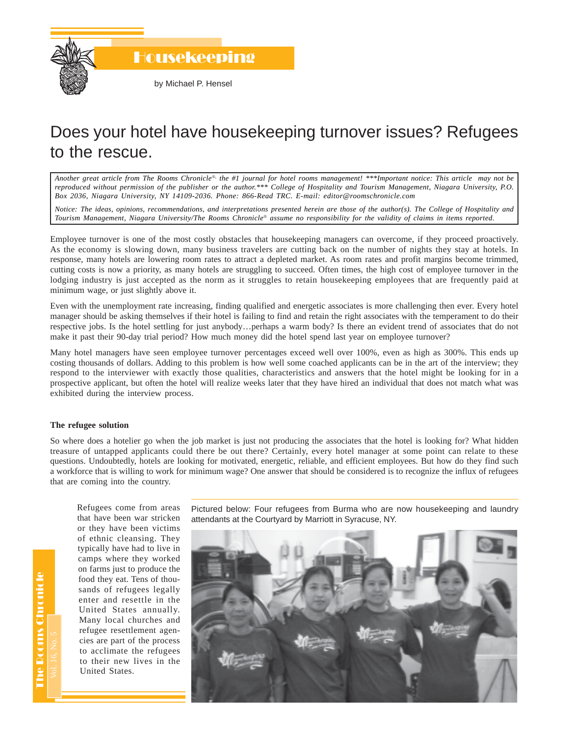# Housekeeping

by Michael P. Hensel

## Does your hotel have housekeeping turnover issues? Refugees to the rescue.

*Another great article from The Rooms Chronicle®, the #1 journal for hotel rooms management! \*\*\*Important notice: This article may not be reproduced without permission of the publisher or the author.\*\*\* College of Hospitality and Tourism Management, Niagara University, P.O. Box 2036, Niagara University, NY 14109-2036. Phone: 866-Read TRC. E-mail: editor@roomschronicle.com*

*Notice: The ideas, opinions, recommendations, and interpretations presented herein are those of the author(s). The College of Hospitality and Tourism Management, Niagara University/The Rooms Chronicle® assume no responsibility for the validity of claims in items reported.*

Employee turnover is one of the most costly obstacles that housekeeping managers can overcome, if they proceed proactively. As the economy is slowing down, many business travelers are cutting back on the number of nights they stay at hotels. In response, many hotels are lowering room rates to attract a depleted market. As room rates and profit margins become trimmed, cutting costs is now a priority, as many hotels are struggling to succeed. Often times, the high cost of employee turnover in the lodging industry is just accepted as the norm as it struggles to retain housekeeping employees that are frequently paid at minimum wage, or just slightly above it.

Even with the unemployment rate increasing, finding qualified and energetic associates is more challenging then ever. Every hotel manager should be asking themselves if their hotel is failing to find and retain the right associates with the temperament to do their respective jobs. Is the hotel settling for just anybody…perhaps a warm body? Is there an evident trend of associates that do not make it past their 90-day trial period? How much money did the hotel spend last year on employee turnover?

Many hotel managers have seen employee turnover percentages exceed well over 100%, even as high as 300%. This ends up costing thousands of dollars. Adding to this problem is how well some coached applicants can be in the art of the interview; they respond to the interviewer with exactly those qualities, characteristics and answers that the hotel might be looking for in a prospective applicant, but often the hotel will realize weeks later that they have hired an individual that does not match what was exhibited during the interview process.

**The refugee solution**

So where does a hotelier go when the job market is just not producing the associates that the hotel is looking for? What hidden treasure of untapped applicants could there be out there? Certainly, every hotel manager at some point can relate to these questions. Undoubtedly, hotels are looking for motivated, energetic, reliable, and efficient employees. But how do they find such a workforce that is willing to work for minimum wage? One answer that should be considered is to recognize the influx of refugees that are coming into the country.

Refugees come from areas that have been war stricken or they have been victims of ethnic cleansing. They typically have had to live in camps where they worked on farms just to produce the food they eat. Tens of thousands of refugees legally enter and resettle in the United States annually. Many local churches and refugee resettlement agencies are part of the process to acclimate the refugees to their new lives in the United States.

Pictured below: Four refugees from Burma who are now housekeeping and laundry attendants at the Courtyard by Marriott in Syracuse, NY.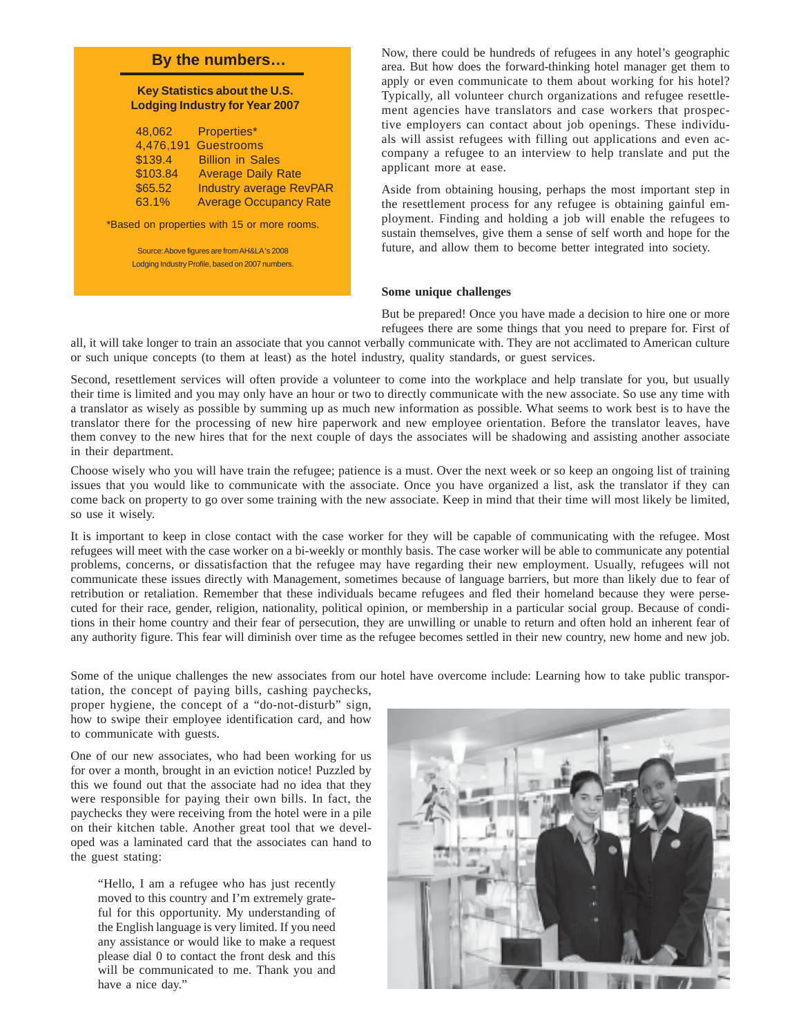## By the numbers…

**Key Statistics about the U.S. Lodging Industry for Year 2007**

| | |
|---|---|
| 48,062 | Properties* |
| 4,476,191 | Guestrooms |
| $139.4 | Billion in Sales |
| $103.84 | Average Daily Rate |
| $65.52 | Industry average RevPAR |
| 63.1% | Average Occupancy Rate |

*Based on properties with 15 or more rooms.

Source: Above figures are from AH&LA's 2008 Lodging Industry Profile, based on 2007 numbers.

Now, there could be hundreds of refugees in any hotel's geographic area. But how does the forward-thinking hotel manager get them to apply or even communicate to them about working for his hotel? Typically, all volunteer church organizations and refugee resettlement agencies have translators and case workers that prospective employers can contact about job openings. These individuals will assist refugees with filling out applications and even accompany a refugee to an interview to help translate and put the applicant more at ease.

Aside from obtaining housing, perhaps the most important step in the resettlement process for any refugee is obtaining gainful employment. Finding and holding a job will enable the refugees to sustain themselves, give them a sense of self worth and hope for the future, and allow them to become better integrated into society.

**Some unique challenges**

But be prepared! Once you have made a decision to hire one or more refugees there are some things that you need to prepare for. First of all, it will take longer to train an associate that you cannot verbally communicate with. They are not acclimated to American culture or such unique concepts (to them at least) as the hotel industry, quality standards, or guest services.

Second, resettlement services will often provide a volunteer to come into the workplace and help translate for you, but usually their time is limited and you may only have an hour or two to directly communicate with the new associate. So use any time with a translator as wisely as possible by summing up as much new information as possible. What seems to work best is to have the translator there for the processing of new hire paperwork and new employee orientation. Before the translator leaves, have them convey to the new hires that for the next couple of days the associates will be shadowing and assisting another associate in their department.

Choose wisely who you will have train the refugee; patience is a must. Over the next week or so keep an ongoing list of training issues that you would like to communicate with the associate. Once you have organized a list, ask the translator if they can come back on property to go over some training with the new associate. Keep in mind that their time will most likely be limited, so use it wisely.

It is important to keep in close contact with the case worker for they will be capable of communicating with the refugee. Most refugees will meet with the case worker on a bi-weekly or monthly basis. The case worker will be able to communicate any potential problems, concerns, or dissatisfaction that the refugee may have regarding their new employment. Usually, refugees will not communicate these issues directly with Management, sometimes because of language barriers, but more than likely due to fear of retribution or retaliation. Remember that these individuals became refugees and fled their homeland because they were persecuted for their race, gender, religion, nationality, political opinion, or membership in a particular social group. Because of conditions in their home country and their fear of persecution, they are unwilling or unable to return and often hold an inherent fear of any authority figure. This fear will diminish over time as the refugee becomes settled in their new country, new home and new job.

Some of the unique challenges the new associates from our hotel have overcome include: Learning how to take public transportation, the concept of paying bills, cashing paychecks, proper hygiene, the concept of a "do-not-disturb" sign, how to swipe their employee identification card, and how to communicate with guests.

One of our new associates, who had been working for us for over a month, brought in an eviction notice! Puzzled by this we found out that the associate had no idea that they were responsible for paying their own bills. In fact, the paychecks they were receiving from the hotel were in a pile on their kitchen table. Another great tool that we developed was a laminated card that the associates can hand to the guest stating:

> "Hello, I am a refugee who has just recently moved to this country and I'm extremely grateful for this opportunity. My understanding of the English language is very limited. If you need any assistance or would like to make a request please dial 0 to contact the front desk and this will be communicated to me. Thank you and have a nice day."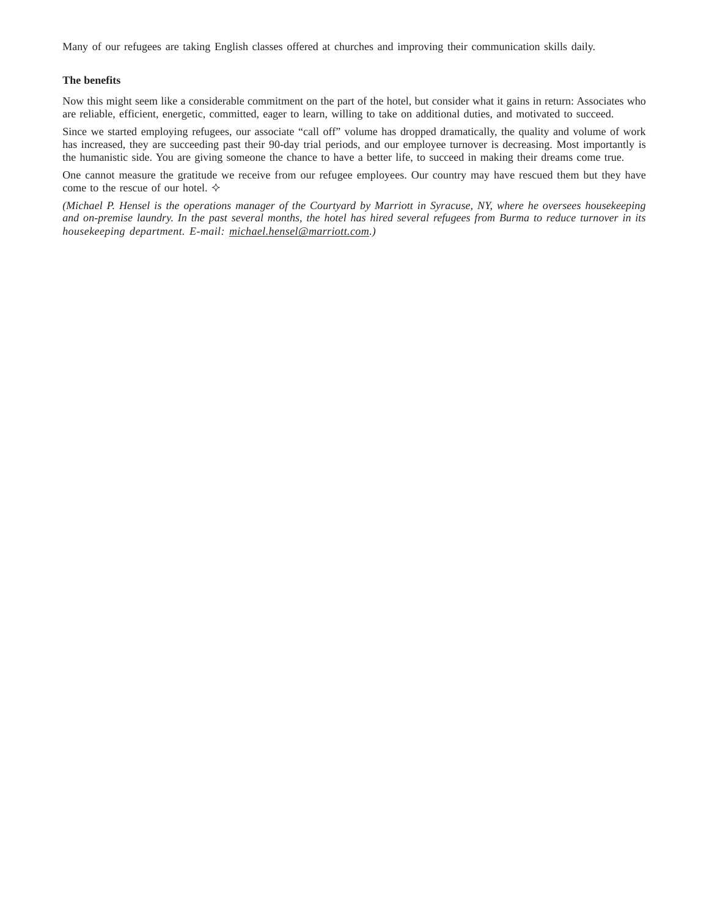Many of our refugees are taking English classes offered at churches and improving their communication skills daily.

**The benefits**

Now this might seem like a considerable commitment on the part of the hotel, but consider what it gains in return: Associates who are reliable, efficient, energetic, committed, eager to learn, willing to take on additional duties, and motivated to succeed.

Since we started employing refugees, our associate “call off” volume has dropped dramatically, the quality and volume of work has increased, they are succeeding past their 90-day trial periods, and our employee turnover is decreasing. Most importantly is the humanistic side. You are giving someone the chance to have a better life, to succeed in making their dreams come true.

One cannot measure the gratitude we receive from our refugee employees. Our country may have rescued them but they have come to the rescue of our hotel. ✧

*(Michael P. Hensel is the operations manager of the Courtyard by Marriott in Syracuse, NY, where he oversees housekeeping and on-premise laundry. In the past several months, the hotel has hired several refugees from Burma to reduce turnover in its housekeeping department. E-mail: michael.hensel@marriott.com.)*